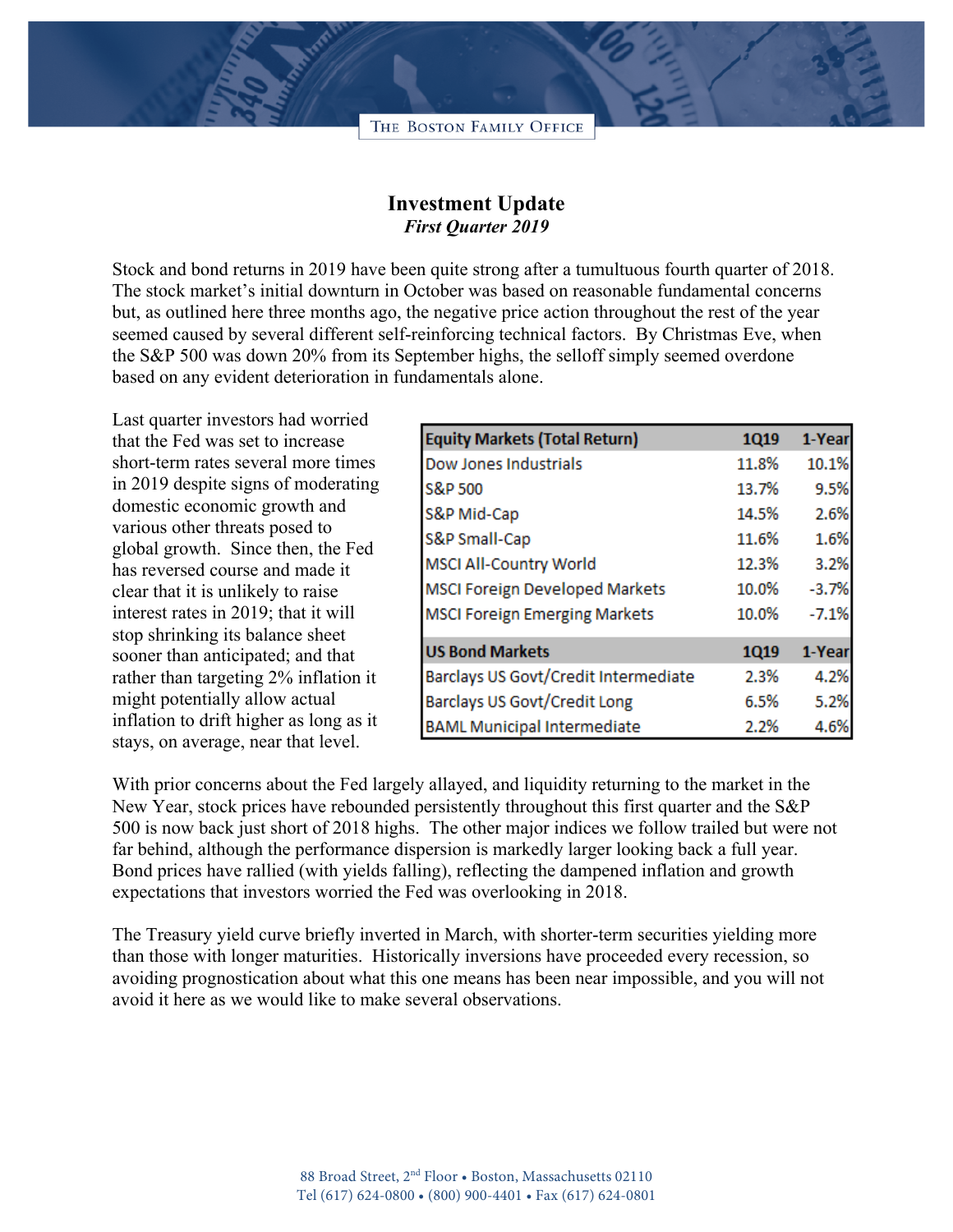THE BOSTON FAMILY OFFICE

# Investment Update

***First Quarter 2019***

Stock and bond returns in 2019 have been quite strong after a tumultuous fourth quarter of 2018. The stock market's initial downturn in October was based on reasonable fundamental concerns but, as outlined here three months ago, the negative price action throughout the rest of the year seemed caused by several different self-reinforcing technical factors. By Christmas Eve, when the S&P 500 was down 20% from its September highs, the selloff simply seemed overdone based on any evident deterioration in fundamentals alone.

Last quarter investors had worried that the Fed was set to increase short-term rates several more times in 2019 despite signs of moderating domestic economic growth and various other threats posed to global growth. Since then, the Fed has reversed course and made it clear that it is unlikely to raise interest rates in 2019; that it will stop shrinking its balance sheet sooner than anticipated; and that rather than targeting 2% inflation it might potentially allow actual inflation to drift higher as long as it stays, on average, near that level.

| Equity Markets (Total Return) | 1Q19 | 1-Year |
|---|---|---|
| Dow Jones Industrials | 11.8% | 10.1% |
| S&P 500 | 13.7% | 9.5% |
| S&P Mid-Cap | 14.5% | 2.6% |
| S&P Small-Cap | 11.6% | 1.6% |
| MSCI All-Country World | 12.3% | 3.2% |
| MSCI Foreign Developed Markets | 10.0% | -3.7% |
| MSCI Foreign Emerging Markets | 10.0% | -7.1% |
| **US Bond Markets** | **1Q19** | **1-Year** |
| Barclays US Govt/Credit Intermediate | 2.3% | 4.2% |
| Barclays US Govt/Credit Long | 6.5% | 5.2% |
| BAML Municipal Intermediate | 2.2% | 4.6% |

With prior concerns about the Fed largely allayed, and liquidity returning to the market in the New Year, stock prices have rebounded persistently throughout this first quarter and the S&P 500 is now back just short of 2018 highs. The other major indices we follow trailed but were not far behind, although the performance dispersion is markedly larger looking back a full year. Bond prices have rallied (with yields falling), reflecting the dampened inflation and growth expectations that investors worried the Fed was overlooking in 2018.

The Treasury yield curve briefly inverted in March, with shorter-term securities yielding more than those with longer maturities. Historically inversions have proceeded every recession, so avoiding prognostication about what this one means has been near impossible, and you will not avoid it here as we would like to make several observations.

88 Broad Street, 2nd Floor • Boston, Massachusetts 02110
Tel (617) 624-0800 • (800) 900-4401 • Fax (617) 624-0801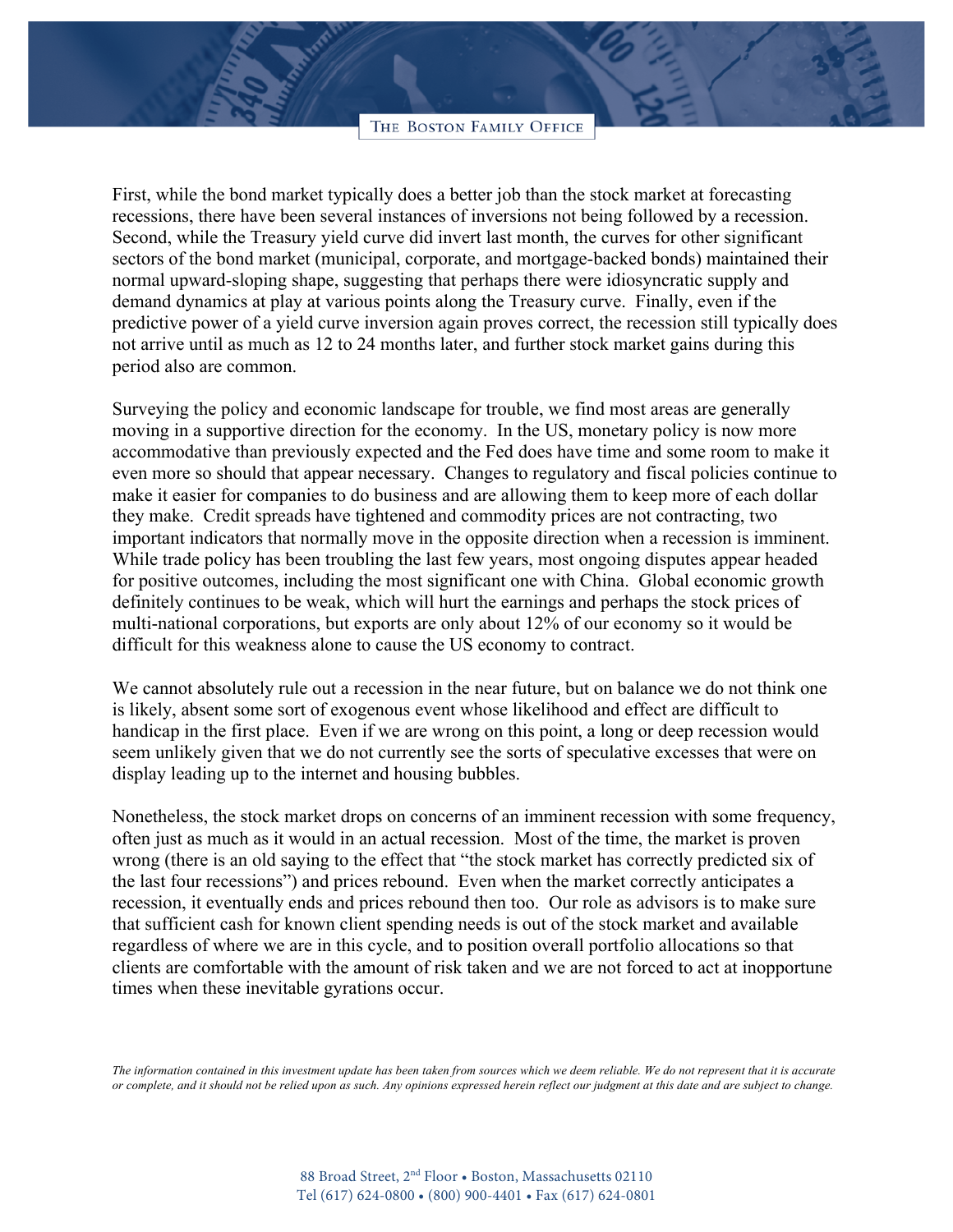First, while the bond market typically does a better job than the stock market at forecasting recessions, there have been several instances of inversions not being followed by a recession. Second, while the Treasury yield curve did invert last month, the curves for other significant sectors of the bond market (municipal, corporate, and mortgage-backed bonds) maintained their normal upward-sloping shape, suggesting that perhaps there were idiosyncratic supply and demand dynamics at play at various points along the Treasury curve. Finally, even if the predictive power of a yield curve inversion again proves correct, the recession still typically does not arrive until as much as 12 to 24 months later, and further stock market gains during this period also are common.

Surveying the policy and economic landscape for trouble, we find most areas are generally moving in a supportive direction for the economy. In the US, monetary policy is now more accommodative than previously expected and the Fed does have time and some room to make it even more so should that appear necessary. Changes to regulatory and fiscal policies continue to make it easier for companies to do business and are allowing them to keep more of each dollar they make. Credit spreads have tightened and commodity prices are not contracting, two important indicators that normally move in the opposite direction when a recession is imminent. While trade policy has been troubling the last few years, most ongoing disputes appear headed for positive outcomes, including the most significant one with China. Global economic growth definitely continues to be weak, which will hurt the earnings and perhaps the stock prices of multi-national corporations, but exports are only about 12% of our economy so it would be difficult for this weakness alone to cause the US economy to contract.

We cannot absolutely rule out a recession in the near future, but on balance we do not think one is likely, absent some sort of exogenous event whose likelihood and effect are difficult to handicap in the first place. Even if we are wrong on this point, a long or deep recession would seem unlikely given that we do not currently see the sorts of speculative excesses that were on display leading up to the internet and housing bubbles.

Nonetheless, the stock market drops on concerns of an imminent recession with some frequency, often just as much as it would in an actual recession. Most of the time, the market is proven wrong (there is an old saying to the effect that "the stock market has correctly predicted six of the last four recessions") and prices rebound. Even when the market correctly anticipates a recession, it eventually ends and prices rebound then too. Our role as advisors is to make sure that sufficient cash for known client spending needs is out of the stock market and available regardless of where we are in this cycle, and to position overall portfolio allocations so that clients are comfortable with the amount of risk taken and we are not forced to act at inopportune times when these inevitable gyrations occur.

*The information contained in this investment update has been taken from sources which we deem reliable. We do not represent that it is accurate or complete, and it should not be relied upon as such. Any opinions expressed herein reflect our judgment at this date and are subject to change.*